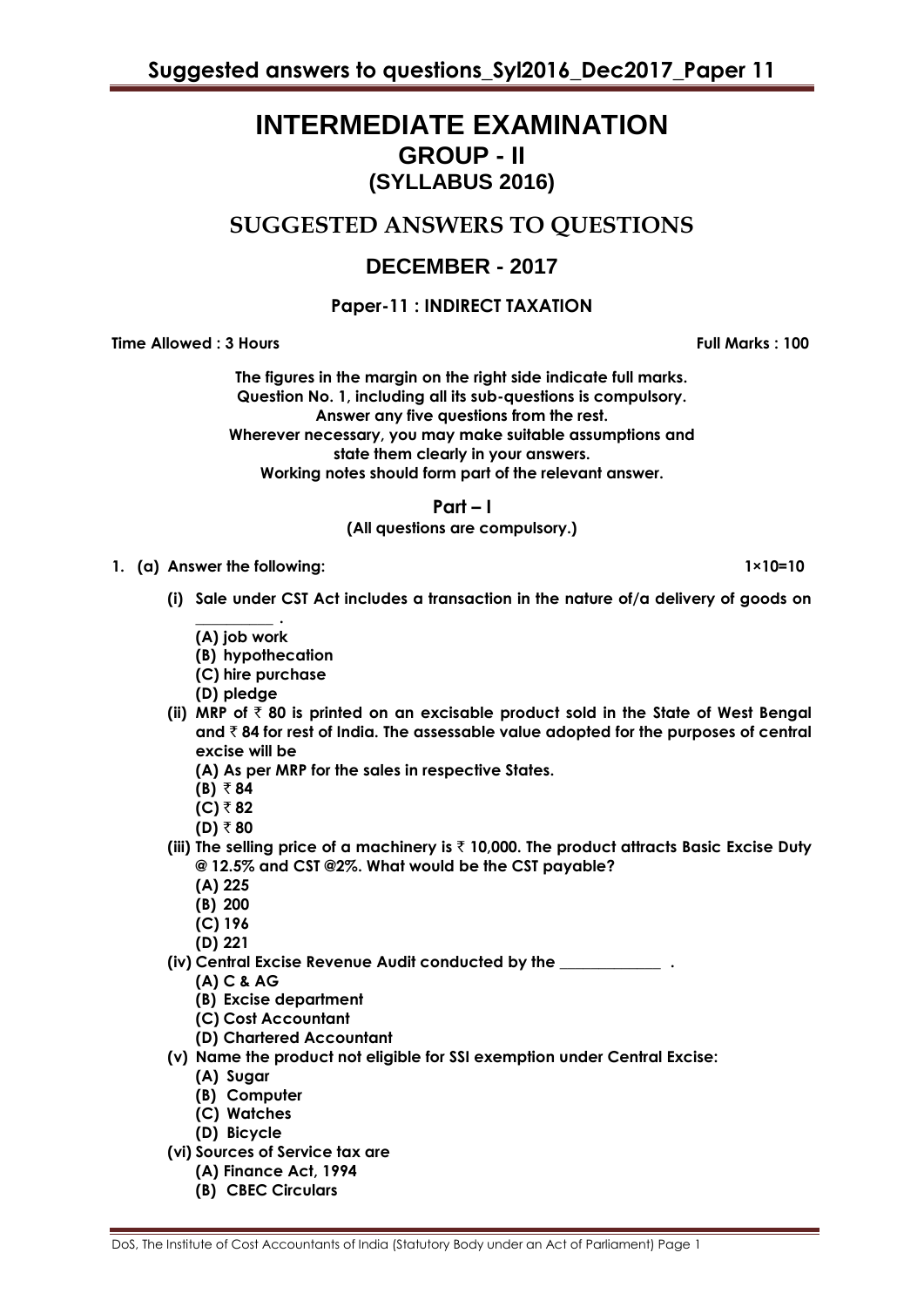# INTERMEDIATE EXAMINATION

## GROUP - II

## (SYLLABUS 2016)

## SUGGESTED ANSWERS TO QUESTIONS

## DECEMBER - 2017

### Paper-11 : INDIRECT TAXATION

**Time Allowed : 3 Hours** **Full Marks : 100**

**The figures in the margin on the right side indicate full marks.**
**Question No. 1, including all its sub-questions is compulsory.**
**Answer any five questions from the rest.**
**Wherever necessary, you may make suitable assumptions and state them clearly in your answers.**
**Working notes should form part of the relevant answer.**

**Part – I**

**(All questions are compulsory.)**

**1. (a) Answer the following:** **1×10=10**

**(i) Sale under CST Act includes a transaction in the nature of/a delivery of goods on __________ .**

**(A) job work**
**(B) hypothecation**
**(C) hire purchase**
**(D) pledge**

**(ii) MRP of ₹ 80 is printed on an excisable product sold in the State of West Bengal and ₹ 84 for rest of India. The assessable value adopted for the purposes of central excise will be**

**(A) As per MRP for the sales in respective States.**
**(B) ₹ 84**
**(C) ₹ 82**
**(D) ₹ 80**

**(iii) The selling price of a machinery is ₹ 10,000. The product attracts Basic Excise Duty @ 12.5% and CST @2%. What would be the CST payable?**

**(A) 225**
**(B) 200**
**(C) 196**
**(D) 221**

**(iv) Central Excise Revenue Audit conducted by the _____________ .**

**(A) C & AG**
**(B) Excise department**
**(C) Cost Accountant**
**(D) Chartered Accountant**

**(v) Name the product not eligible for SSI exemption under Central Excise:**

**(A) Sugar**
**(B) Computer**
**(C) Watches**
**(D) Bicycle**

**(vi) Sources of Service tax are**

**(A) Finance Act, 1994**
**(B) CBEC Circulars**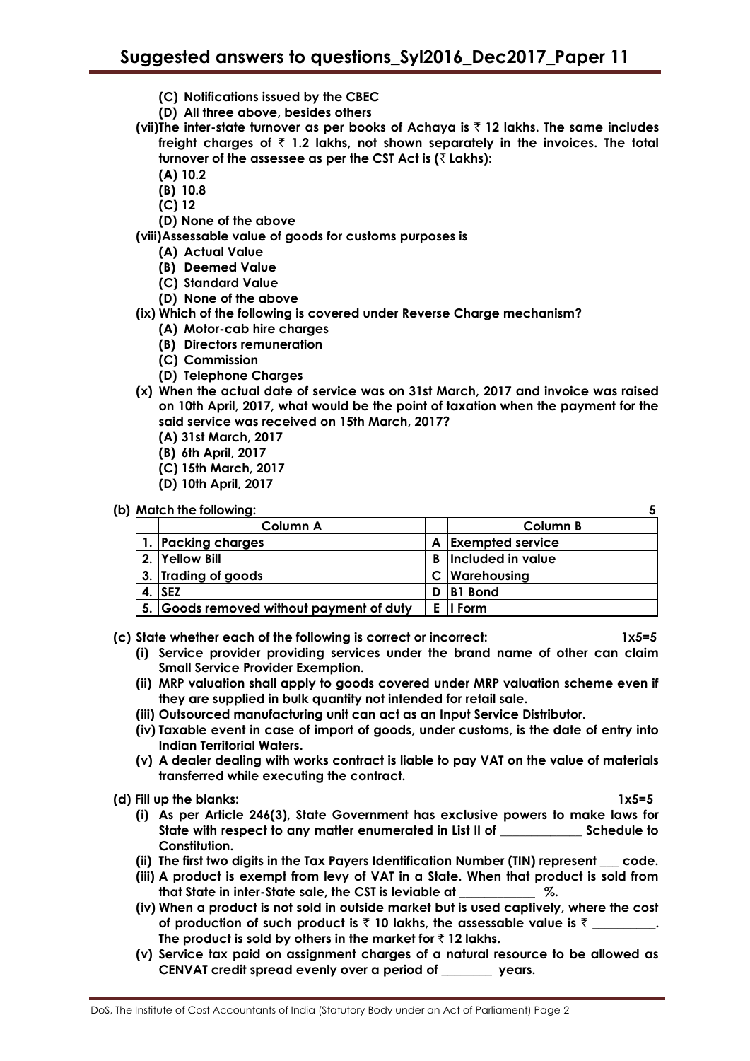- **(C) Notifications issued by the CBEC**
- **(D) All three above, besides others**

**(vii)The inter-state turnover as per books of Achaya is ₹ 12 lakhs. The same includes freight charges of ₹ 1.2 lakhs, not shown separately in the invoices. The total turnover of the assessee as per the CST Act is (₹ Lakhs):**

- **(A) 10.2**
- **(B) 10.8**
- **(C) 12**
- **(D) None of the above**

**(viii)Assessable value of goods for customs purposes is**

- **(A) Actual Value**
- **(B) Deemed Value**
- **(C) Standard Value**
- **(D) None of the above**

**(ix) Which of the following is covered under Reverse Charge mechanism?**

- **(A) Motor-cab hire charges**
- **(B) Directors remuneration**
- **(C) Commission**
- **(D) Telephone Charges**

**(x) When the actual date of service was on 31st March, 2017 and invoice was raised on 10th April, 2017, what would be the point of taxation when the payment for the said service was received on 15th March, 2017?**

- **(A) 31st March, 2017**
- **(B) 6th April, 2017**
- **(C) 15th March, 2017**
- **(D) 10th April, 2017**

**(b) Match the following: 5**

| | Column A | | Column B |
|---|---|---|---|
| 1. | Packing charges | A | Exempted service |
| 2. | Yellow Bill | B | Included in value |
| 3. | Trading of goods | C | Warehousing |
| 4. | SEZ | D | B1 Bond |
| 5. | Goods removed without payment of duty | E | I Form |

**(c) State whether each of the following is correct or incorrect: 1x5=5**

- **(i) Service provider providing services under the brand name of other can claim Small Service Provider Exemption.**
- **(ii) MRP valuation shall apply to goods covered under MRP valuation scheme even if they are supplied in bulk quantity not intended for retail sale.**
- **(iii) Outsourced manufacturing unit can act as an Input Service Distributor.**
- **(iv) Taxable event in case of import of goods, under customs, is the date of entry into Indian Territorial Waters.**
- **(v) A dealer dealing with works contract is liable to pay VAT on the value of materials transferred while executing the contract.**

**(d) Fill up the blanks: 1x5=5**

- **(i) As per Article 246(3), State Government has exclusive powers to make laws for State with respect to any matter enumerated in List II of \_\_\_\_\_\_\_\_\_\_\_\_ Schedule to Constitution.**
- **(ii) The first two digits in the Tax Payers Identification Number (TIN) represent \_\_\_ code.**
- **(iii) A product is exempt from levy of VAT in a State. When that product is sold from that State in inter-State sale, the CST is leviable at \_\_\_\_\_\_\_\_\_\_\_ %.**
- **(iv) When a product is not sold in outside market but is used captively, where the cost of production of such product is ₹ 10 lakhs, the assessable value is ₹ \_\_\_\_\_\_\_\_\_\_. The product is sold by others in the market for ₹ 12 lakhs.**
- **(v) Service tax paid on assignment charges of a natural resource to be allowed as CENVAT credit spread evenly over a period of \_\_\_\_\_\_\_\_ years.**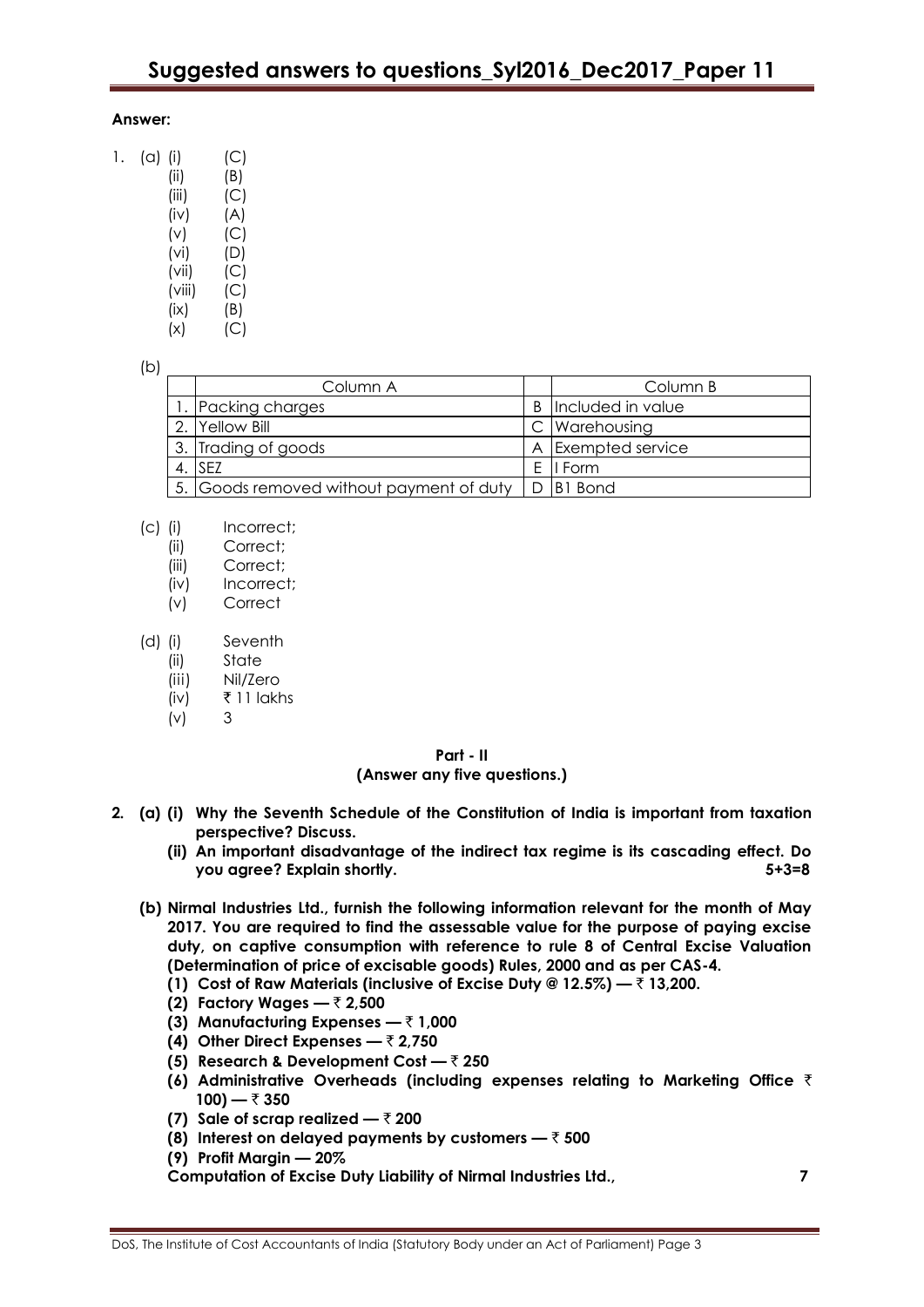**Answer:**

1. (a) (i) (C)
   (ii) (B)
   (iii) (C)
   (iv) (A)
   (v) (C)
   (vi) (D)
   (vii) (C)
   (viii) (C)
   (ix) (B)
   (x) (C)

(b)

| | Column A | | Column B |
|---|---|---|---|
| 1. | Packing charges | B | Included in value |
| 2. | Yellow Bill | C | Warehousing |
| 3. | Trading of goods | A | Exempted service |
| 4. | SEZ | E | I Form |
| 5. | Goods removed without payment of duty | D | B1 Bond |

(c) (i) Incorrect;
   (ii) Correct;
   (iii) Correct;
   (iv) Incorrect;
   (v) Correct

(d) (i) Seventh
   (ii) State
   (iii) Nil/Zero
   (iv) ₹ 11 lakhs
   (v) 3

**Part - II**
**(Answer any five questions.)**

**2. (a) (i) Why the Seventh Schedule of the Constitution of India is important from taxation perspective? Discuss.**

**(ii) An important disadvantage of the indirect tax regime is its cascading effect. Do you agree? Explain shortly. 5+3=8**

**(b) Nirmal Industries Ltd., furnish the following information relevant for the month of May 2017. You are required to find the assessable value for the purpose of paying excise duty, on captive consumption with reference to rule 8 of Central Excise Valuation (Determination of price of excisable goods) Rules, 2000 and as per CAS-4.**

**(1) Cost of Raw Materials (inclusive of Excise Duty @ 12.5%) — ₹ 13,200.**
**(2) Factory Wages — ₹ 2,500**
**(3) Manufacturing Expenses — ₹ 1,000**
**(4) Other Direct Expenses — ₹ 2,750**
**(5) Research & Development Cost — ₹ 250**
**(6) Administrative Overheads (including expenses relating to Marketing Office ₹ 100) — ₹ 350**
**(7) Sale of scrap realized — ₹ 200**
**(8) Interest on delayed payments by customers — ₹ 500**
**(9) Profit Margin — 20%**

**Computation of Excise Duty Liability of Nirmal Industries Ltd., 7**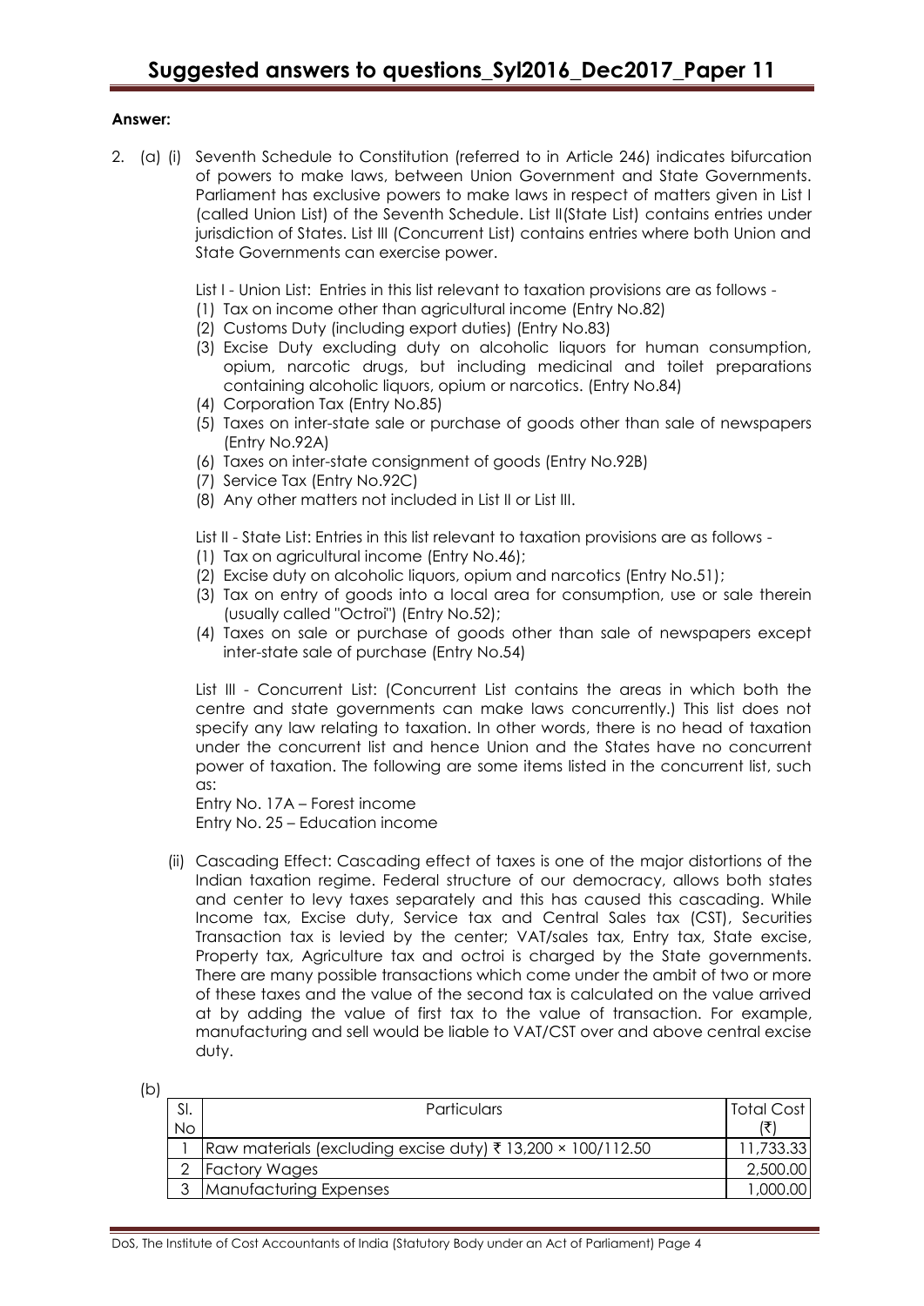**Answer:**

2. (a) (i) Seventh Schedule to Constitution (referred to in Article 246) indicates bifurcation of powers to make laws, between Union Government and State Governments. Parliament has exclusive powers to make laws in respect of matters given in List I (called Union List) of the Seventh Schedule. List II(State List) contains entries under jurisdiction of States. List III (Concurrent List) contains entries where both Union and State Governments can exercise power.

   List I - Union List: Entries in this list relevant to taxation provisions are as follows -

   (1) Tax on income other than agricultural income (Entry No.82)
   (2) Customs Duty (including export duties) (Entry No.83)
   (3) Excise Duty excluding duty on alcoholic liquors for human consumption, opium, narcotic drugs, but including medicinal and toilet preparations containing alcoholic liquors, opium or narcotics. (Entry No.84)
   (4) Corporation Tax (Entry No.85)
   (5) Taxes on inter-state sale or purchase of goods other than sale of newspapers (Entry No.92A)
   (6) Taxes on inter-state consignment of goods (Entry No.92B)
   (7) Service Tax (Entry No.92C)
   (8) Any other matters not included in List II or List III.

   List II - State List: Entries in this list relevant to taxation provisions are as follows -

   (1) Tax on agricultural income (Entry No.46);
   (2) Excise duty on alcoholic liquors, opium and narcotics (Entry No.51);
   (3) Tax on entry of goods into a local area for consumption, use or sale therein (usually called "Octroi") (Entry No.52);
   (4) Taxes on sale or purchase of goods other than sale of newspapers except inter-state sale of purchase (Entry No.54)

   List III - Concurrent List: (Concurrent List contains the areas in which both the centre and state governments can make laws concurrently.) This list does not specify any law relating to taxation. In other words, there is no head of taxation under the concurrent list and hence Union and the States have no concurrent power of taxation. The following are some items listed in the concurrent list, such as:

   Entry No. 17A – Forest income
   Entry No. 25 – Education income

   (ii) Cascading Effect: Cascading effect of taxes is one of the major distortions of the Indian taxation regime. Federal structure of our democracy, allows both states and center to levy taxes separately and this has caused this cascading. While Income tax, Excise duty, Service tax and Central Sales tax (CST), Securities Transaction tax is levied by the center; VAT/sales tax, Entry tax, State excise, Property tax, Agriculture tax and octroi is charged by the State governments. There are many possible transactions which come under the ambit of two or more of these taxes and the value of the second tax is calculated on the value arrived at by adding the value of first tax to the value of transaction. For example, manufacturing and sell would be liable to VAT/CST over and above central excise duty.

(b)

| Sl. No | Particulars | Total Cost (₹) |
|---|---|---|
| 1 | Raw materials (excluding excise duty) ₹ 13,200 × 100/112.50 | 11,733.33 |
| 2 | Factory Wages | 2,500.00 |
| 3 | Manufacturing Expenses | 1,000.00 |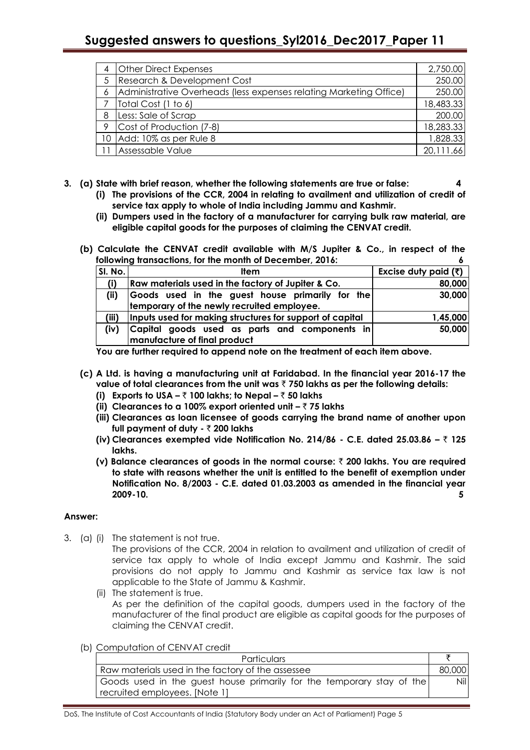| 4 | Other Direct Expenses | 2,750.00 |
|---|---|---|
| 5 | Research & Development Cost | 250.00 |
| 6 | Administrative Overheads (less expenses relating Marketing Office) | 250.00 |
| 7 | Total Cost (1 to 6) | 18,483.33 |
| 8 | Less: Sale of Scrap | 200.00 |
| 9 | Cost of Production (7-8) | 18,283.33 |
| 10 | Add: 10% as per Rule 8 | 1,828.33 |
| 11 | Assessable Value | 20,111.66 |

**3. (a) State with brief reason, whether the following statements are true or false: 4**

**(i) The provisions of the CCR, 2004 in relating to availment and utilization of credit of service tax apply to whole of India including Jammu and Kashmir.**

**(ii) Dumpers used in the factory of a manufacturer for carrying bulk raw material, are eligible capital goods for the purposes of claiming the CENVAT credit.**

**(b) Calculate the CENVAT credit available with M/S Jupiter & Co., in respect of the following transactions, for the month of December, 2016: 6**

| Sl. No. | Item | Excise duty paid (₹) |
|---|---|---|
| (i) | Raw materials used in the factory of Jupiter & Co. | 80,000 |
| (ii) | Goods used in the guest house primarily for the temporary of the newly recruited employee. | 30,000 |
| (iii) | Inputs used for making structures for support of capital | 1,45,000 |
| (iv) | Capital goods used as parts and components in manufacture of final product | 50,000 |

**You are further required to append note on the treatment of each item above.**

**(c) A Ltd. is having a manufacturing unit at Faridabad. In the financial year 2016-17 the value of total clearances from the unit was ₹ 750 lakhs as per the following details:**

**(i) Exports to USA – ₹ 100 lakhs; to Nepal – ₹ 50 lakhs**

**(ii) Clearances to a 100% export oriented unit – ₹ 75 lakhs**

**(iii) Clearances as loan licensee of goods carrying the brand name of another upon full payment of duty - ₹ 200 lakhs**

**(iv) Clearances exempted vide Notification No. 214/86 - C.E. dated 25.03.86 – ₹ 125 lakhs.**

**(v) Balance clearances of goods in the normal course: ₹ 200 lakhs. You are required to state with reasons whether the unit is entitled to the benefit of exemption under Notification No. 8/2003 - C.E. dated 01.03.2003 as amended in the financial year 2009-10. 5**

**Answer:**

3. (a) (i) The statement is not true.

The provisions of the CCR, 2004 in relation to availment and utilization of credit of service tax apply to whole of India except Jammu and Kashmir. The said provisions do not apply to Jammu and Kashmir as service tax law is not applicable to the State of Jammu & Kashmir.

(ii) The statement is true.

As per the definition of the capital goods, dumpers used in the factory of the manufacturer of the final product are eligible as capital goods for the purposes of claiming the CENVAT credit.

(b) Computation of CENVAT credit

| Particulars | ₹ |
|---|---|
| Raw materials used in the factory of the assessee | 80,000 |
| Goods used in the guest house primarily for the temporary stay of the recruited employees. [Note 1] | Nil |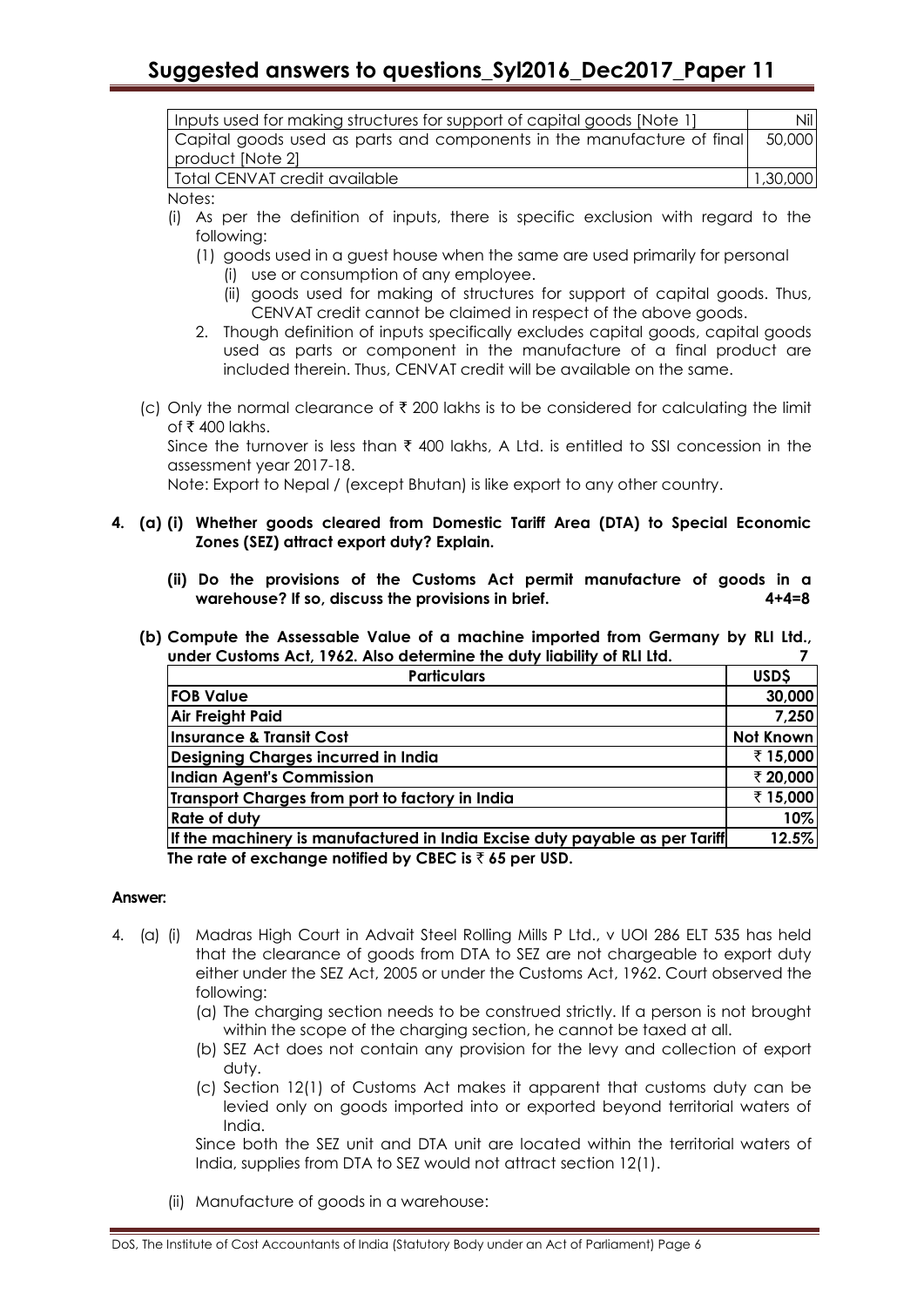| Inputs used for making structures for support of capital goods [Note 1] | Nil |
|---|---|
| Capital goods used as parts and components in the manufacture of final product [Note 2] | 50,000 |
| Total CENVAT credit available | 1,30,000 |

Notes:

(i) As per the definition of inputs, there is specific exclusion with regard to the following:

   (1) goods used in a guest house when the same are used primarily for personal
      (i) use or consumption of any employee.
      (ii) goods used for making of structures for support of capital goods. Thus, CENVAT credit cannot be claimed in respect of the above goods.

   2. Though definition of inputs specifically excludes capital goods, capital goods used as parts or component in the manufacture of a final product are included therein. Thus, CENVAT credit will be available on the same.

(c) Only the normal clearance of ₹ 200 lakhs is to be considered for calculating the limit of ₹ 400 lakhs.
Since the turnover is less than ₹ 400 lakhs, A Ltd. is entitled to SSI concession in the assessment year 2017-18.
Note: Export to Nepal / (except Bhutan) is like export to any other country.

**4. (a) (i) Whether goods cleared from Domestic Tariff Area (DTA) to Special Economic Zones (SEZ) attract export duty? Explain.**

**(ii) Do the provisions of the Customs Act permit manufacture of goods in a warehouse? If so, discuss the provisions in brief. 4+4=8**

**(b) Compute the Assessable Value of a machine imported from Germany by RLI Ltd., under Customs Act, 1962. Also determine the duty liability of RLI Ltd. 7**

| **Particulars** | **USD$** |
|---|---|
| **FOB Value** | **30,000** |
| **Air Freight Paid** | **7,250** |
| **Insurance & Transit Cost** | **Not Known** |
| **Designing Charges incurred in India** | **₹ 15,000** |
| **Indian Agent's Commission** | **₹ 20,000** |
| **Transport Charges from port to factory in India** | **₹ 15,000** |
| **Rate of duty** | **10%** |
| **If the machinery is manufactured in India Excise duty payable as per Tariff** | **12.5%** |

**The rate of exchange notified by CBEC is ₹ 65 per USD.**

**Answer:**

4. (a) (i) Madras High Court in Advait Steel Rolling Mills P Ltd., v UOI 286 ELT 535 has held that the clearance of goods from DTA to SEZ are not chargeable to export duty either under the SEZ Act, 2005 or under the Customs Act, 1962. Court observed the following:

   (a) The charging section needs to be construed strictly. If a person is not brought within the scope of the charging section, he cannot be taxed at all.
   (b) SEZ Act does not contain any provision for the levy and collection of export duty.
   (c) Section 12(1) of Customs Act makes it apparent that customs duty can be levied only on goods imported into or exported beyond territorial waters of India.

   Since both the SEZ unit and DTA unit are located within the territorial waters of India, supplies from DTA to SEZ would not attract section 12(1).

(ii) Manufacture of goods in a warehouse: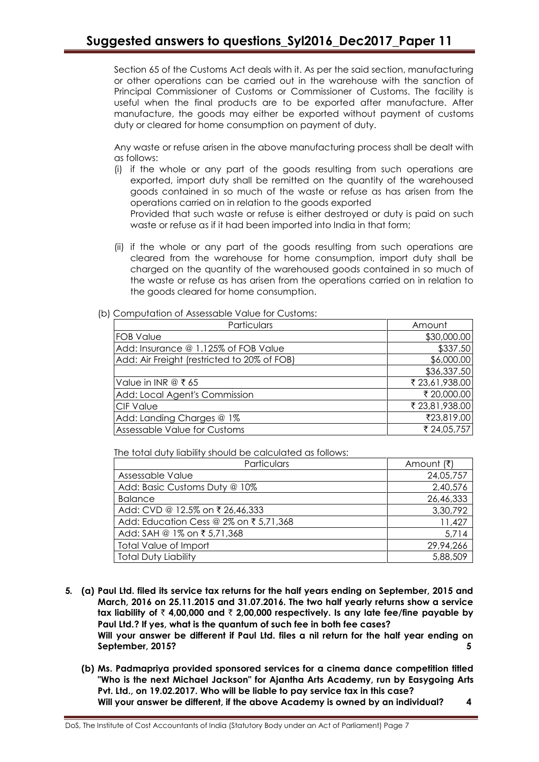Section 65 of the Customs Act deals with it. As per the said section, manufacturing or other operations can be carried out in the warehouse with the sanction of Principal Commissioner of Customs or Commissioner of Customs. The facility is useful when the final products are to be exported after manufacture. After manufacture, the goods may either be exported without payment of customs duty or cleared for home consumption on payment of duty.

Any waste or refuse arisen in the above manufacturing process shall be dealt with as follows:

(i) if the whole or any part of the goods resulting from such operations are exported, import duty shall be remitted on the quantity of the warehoused goods contained in so much of the waste or refuse as has arisen from the operations carried on in relation to the goods exported
Provided that such waste or refuse is either destroyed or duty is paid on such waste or refuse as if it had been imported into India in that form;

(ii) if the whole or any part of the goods resulting from such operations are cleared from the warehouse for home consumption, import duty shall be charged on the quantity of the warehoused goods contained in so much of the waste or refuse as has arisen from the operations carried on in relation to the goods cleared for home consumption.

(b) Computation of Assessable Value for Customs:

| Particulars | Amount |
|---|---|
| FOB Value | $30,000.00 |
| Add: Insurance @ 1.125% of FOB Value | $337.50 |
| Add: Air Freight (restricted to 20% of FOB) | $6,000.00 |
| | $36,337.50 |
| Value in INR @ ₹ 65 | ₹ 23,61,938.00 |
| Add: Local Agent's Commission | ₹ 20,000.00 |
| CIF Value | ₹ 23,81,938.00 |
| Add: Landing Charges @ 1% | ₹23,819.00 |
| Assessable Value for Customs | ₹ 24,05,757 |

The total duty liability should be calculated as follows:

| Particulars | Amount (₹) |
|---|---|
| Assessable Value | 24,05,757 |
| Add: Basic Customs Duty @ 10% | 2,40,576 |
| Balance | 26,46,333 |
| Add: CVD @ 12.5% on ₹ 26,46,333 | 3,30,792 |
| Add: Education Cess @ 2% on ₹ 5,71,368 | 11,427 |
| Add: SAH @ 1% on ₹ 5,71,368 | 5,714 |
| Total Value of Import | 29,94,266 |
| Total Duty Liability | 5,88,509 |

**5. (a) Paul Ltd. filed its service tax returns for the half years ending on September, 2015 and March, 2016 on 25.11.2015 and 31.07.2016. The two half yearly returns show a service tax liability of ₹ 4,00,000 and ₹ 2,00,000 respectively. Is any late fee/fine payable by Paul Ltd.? If yes, what is the quantum of such fee in both fee cases?**
**Will your answer be different if Paul Ltd. files a nil return for the half year ending on September, 2015? 5**

**(b) Ms. Padmapriya provided sponsored services for a cinema dance competition titled "Who is the next Michael Jackson" for Ajantha Arts Academy, run by Easygoing Arts Pvt. Ltd., on 19.02.2017. Who will be liable to pay service tax in this case?**
**Will your answer be different, if the above Academy is owned by an individual? 4**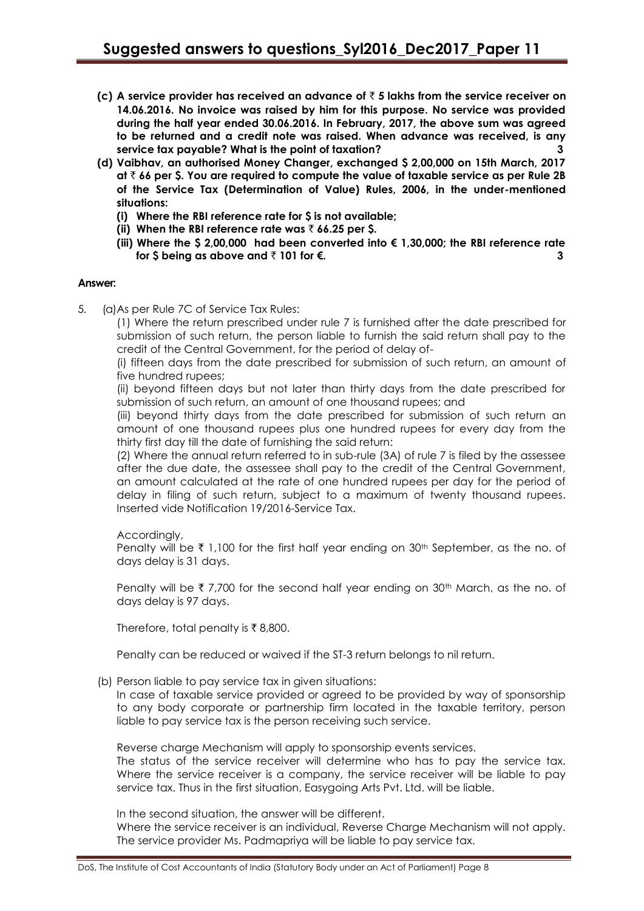**(c) A service provider has received an advance of ₹ 5 lakhs from the service receiver on 14.06.2016. No invoice was raised by him for this purpose. No service was provided during the half year ended 30.06.2016. In February, 2017, the above sum was agreed to be returned and a credit note was raised. When advance was received, is any service tax payable? What is the point of taxation? 3**

**(d) Vaibhav, an authorised Money Changer, exchanged $ 2,00,000 on 15th March, 2017 at ₹ 66 per $. You are required to compute the value of taxable service as per Rule 2B of the Service Tax (Determination of Value) Rules, 2006, in the under-mentioned situations:**

**(i) Where the RBI reference rate for $ is not available;**

**(ii) When the RBI reference rate was ₹ 66.25 per $.**

**(iii) Where the $ 2,00,000 had been converted into € 1,30,000; the RBI reference rate for $ being as above and ₹ 101 for €. 3**

**Answer:**

5. (a) As per Rule 7C of Service Tax Rules:

(1) Where the return prescribed under rule 7 is furnished after the date prescribed for submission of such return, the person liable to furnish the said return shall pay to the credit of the Central Government, for the period of delay of-

(i) fifteen days from the date prescribed for submission of such return, an amount of five hundred rupees;

(ii) beyond fifteen days but not later than thirty days from the date prescribed for submission of such return, an amount of one thousand rupees; and

(iii) beyond thirty days from the date prescribed for submission of such return an amount of one thousand rupees plus one hundred rupees for every day from the thirty first day till the date of furnishing the said return:

(2) Where the annual return referred to in sub-rule (3A) of rule 7 is filed by the assessee after the due date, the assessee shall pay to the credit of the Central Government, an amount calculated at the rate of one hundred rupees per day for the period of delay in filing of such return, subject to a maximum of twenty thousand rupees. Inserted vide Notification 19/2016-Service Tax.

Accordingly,

Penalty will be ₹ 1,100 for the first half year ending on 30th September, as the no. of days delay is 31 days.

Penalty will be ₹ 7,700 for the second half year ending on 30th March, as the no. of days delay is 97 days.

Therefore, total penalty is ₹ 8,800.

Penalty can be reduced or waived if the ST-3 return belongs to nil return.

(b) Person liable to pay service tax in given situations:

In case of taxable service provided or agreed to be provided by way of sponsorship to any body corporate or partnership firm located in the taxable territory, person liable to pay service tax is the person receiving such service.

Reverse charge Mechanism will apply to sponsorship events services.

The status of the service receiver will determine who has to pay the service tax. Where the service receiver is a company, the service receiver will be liable to pay service tax. Thus in the first situation, Easygoing Arts Pvt. Ltd. will be liable.

In the second situation, the answer will be different.

Where the service receiver is an individual, Reverse Charge Mechanism will not apply. The service provider Ms. Padmapriya will be liable to pay service tax.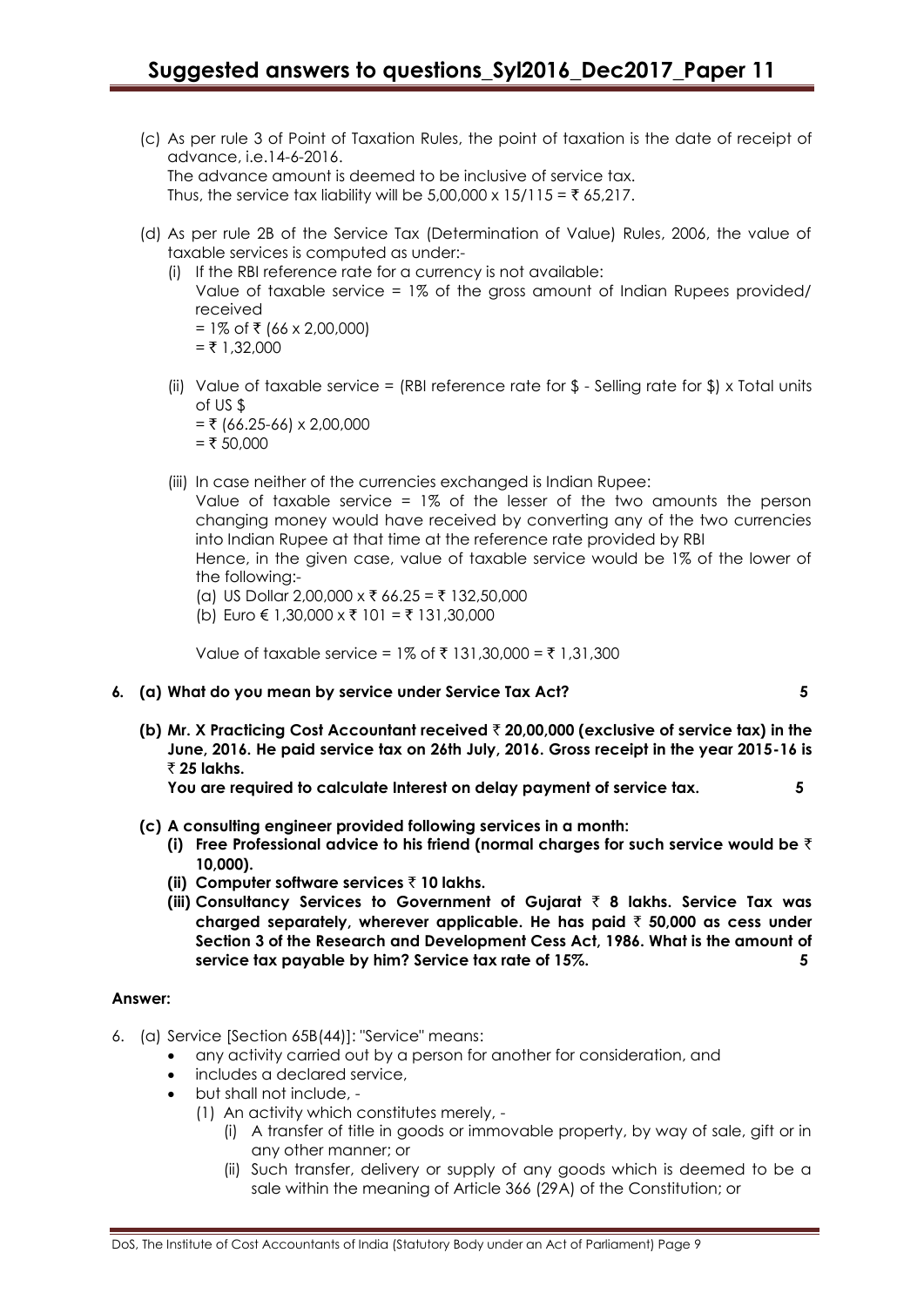(c) As per rule 3 of Point of Taxation Rules, the point of taxation is the date of receipt of advance, i.e.14-6-2016.
The advance amount is deemed to be inclusive of service tax.
Thus, the service tax liability will be 5,00,000 x 15/115 = ₹ 65,217.

(d) As per rule 2B of the Service Tax (Determination of Value) Rules, 2006, the value of taxable services is computed as under:-

(i) If the RBI reference rate for a currency is not available:
Value of taxable service = 1% of the gross amount of Indian Rupees provided/ received
= 1% of ₹ (66 x 2,00,000)
= ₹ 1,32,000

(ii) Value of taxable service = (RBI reference rate for $ - Selling rate for $) x Total units of US $
= ₹ (66.25-66) x 2,00,000
= ₹ 50,000

(iii) In case neither of the currencies exchanged is Indian Rupee:
Value of taxable service = 1% of the lesser of the two amounts the person changing money would have received by converting any of the two currencies into Indian Rupee at that time at the reference rate provided by RBI
Hence, in the given case, value of taxable service would be 1% of the lower of the following:-
(a) US Dollar 2,00,000 x ₹ 66.25 = ₹ 132,50,000
(b) Euro € 1,30,000 x ₹ 101 = ₹ 131,30,000

Value of taxable service = 1% of ₹ 131,30,000 = ₹ 1,31,300

**6. (a) What do you mean by service under Service Tax Act? 5**

**(b) Mr. X Practicing Cost Accountant received ₹ 20,00,000 (exclusive of service tax) in the June, 2016. He paid service tax on 26th July, 2016. Gross receipt in the year 2015-16 is ₹ 25 lakhs.**
**You are required to calculate Interest on delay payment of service tax. 5**

**(c) A consulting engineer provided following services in a month:**
**(i) Free Professional advice to his friend (normal charges for such service would be ₹ 10,000).**
**(ii) Computer software services ₹ 10 lakhs.**
**(iii) Consultancy Services to Government of Gujarat ₹ 8 lakhs. Service Tax was charged separately, wherever applicable. He has paid ₹ 50,000 as cess under Section 3 of the Research and Development Cess Act, 1986. What is the amount of service tax payable by him? Service tax rate of 15%. 5**

**Answer:**

6. (a) Service [Section 65B(44)]: "Service" means:
- any activity carried out by a person for another for consideration, and
- includes a declared service,
- but shall not include, -
  (1) An activity which constitutes merely, -
    (i) A transfer of title in goods or immovable property, by way of sale, gift or in any other manner; or
    (ii) Such transfer, delivery or supply of any goods which is deemed to be a sale within the meaning of Article 366 (29A) of the Constitution; or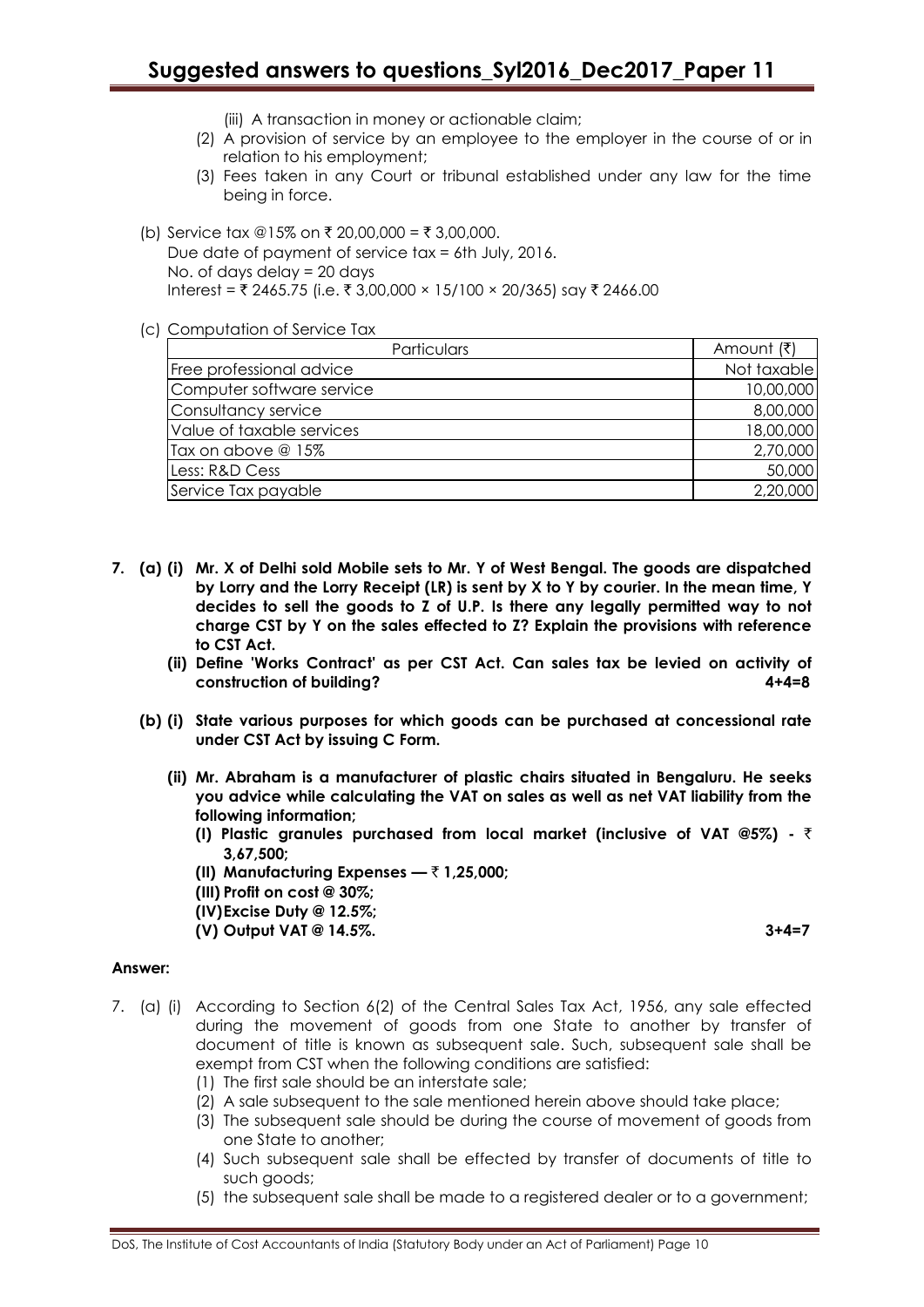(iii) A transaction in money or actionable claim;

(2) A provision of service by an employee to the employer in the course of or in relation to his employment;

(3) Fees taken in any Court or tribunal established under any law for the time being in force.

(b) Service tax @15% on ₹ 20,00,000 = ₹ 3,00,000.
Due date of payment of service tax = 6th July, 2016.
No. of days delay = 20 days
Interest = ₹ 2465.75 (i.e. ₹ 3,00,000 × 15/100 × 20/365) say ₹ 2466.00

(c) Computation of Service Tax

| Particulars | Amount (₹) |
|---|---|
| Free professional advice | Not taxable |
| Computer software service | 10,00,000 |
| Consultancy service | 8,00,000 |
| Value of taxable services | 18,00,000 |
| Tax on above @ 15% | 2,70,000 |
| Less: R&D Cess | 50,000 |
| Service Tax payable | 2,20,000 |

**7. (a) (i) Mr. X of Delhi sold Mobile sets to Mr. Y of West Bengal. The goods are dispatched by Lorry and the Lorry Receipt (LR) is sent by X to Y by courier. In the mean time, Y decides to sell the goods to Z of U.P. Is there any legally permitted way to not charge CST by Y on the sales effected to Z? Explain the provisions with reference to CST Act.**

**(ii) Define 'Works Contract' as per CST Act. Can sales tax be levied on activity of construction of building? 4+4=8**

**(b) (i) State various purposes for which goods can be purchased at concessional rate under CST Act by issuing C Form.**

**(ii) Mr. Abraham is a manufacturer of plastic chairs situated in Bengaluru. He seeks you advice while calculating the VAT on sales as well as net VAT liability from the following information;**

**(I) Plastic granules purchased from local market (inclusive of VAT @5%) - ₹ 3,67,500;**

**(II) Manufacturing Expenses — ₹ 1,25,000;**

**(III) Profit on cost @ 30%;**

**(IV) Excise Duty @ 12.5%;**

**(V) Output VAT @ 14.5%. 3+4=7**

**Answer:**

7. (a) (i) According to Section 6(2) of the Central Sales Tax Act, 1956, any sale effected during the movement of goods from one State to another by transfer of document of title is known as subsequent sale. Such, subsequent sale shall be exempt from CST when the following conditions are satisfied:

(1) The first sale should be an interstate sale;

(2) A sale subsequent to the sale mentioned herein above should take place;

(3) The subsequent sale should be during the course of movement of goods from one State to another;

(4) Such subsequent sale shall be effected by transfer of documents of title to such goods;

(5) the subsequent sale shall be made to a registered dealer or to a government;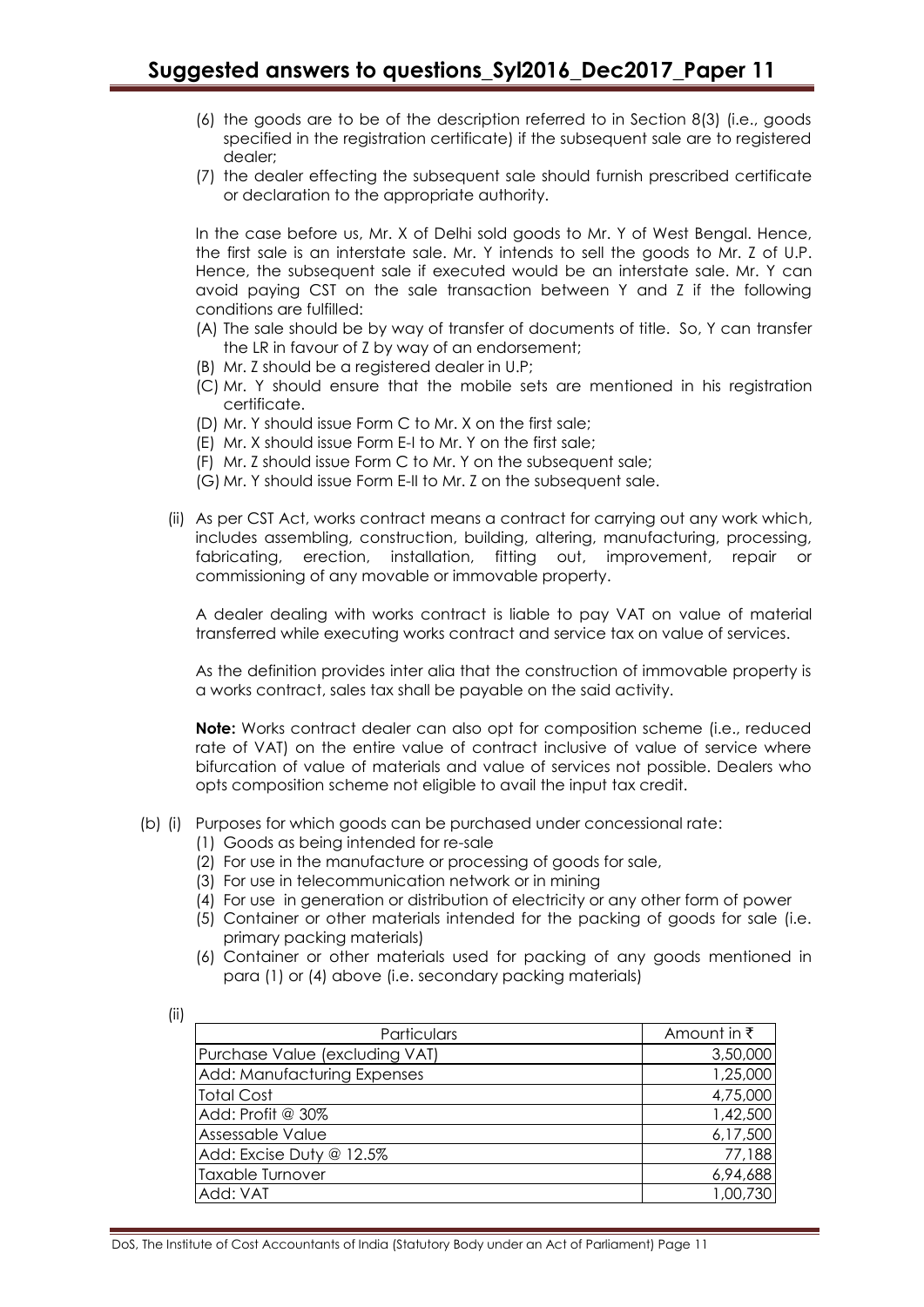(6) the goods are to be of the description referred to in Section 8(3) (i.e., goods specified in the registration certificate) if the subsequent sale are to registered dealer;

(7) the dealer effecting the subsequent sale should furnish prescribed certificate or declaration to the appropriate authority.

In the case before us, Mr. X of Delhi sold goods to Mr. Y of West Bengal. Hence, the first sale is an interstate sale. Mr. Y intends to sell the goods to Mr. Z of U.P. Hence, the subsequent sale if executed would be an interstate sale. Mr. Y can avoid paying CST on the sale transaction between Y and Z if the following conditions are fulfilled:

(A) The sale should be by way of transfer of documents of title. So, Y can transfer the LR in favour of Z by way of an endorsement;
(B) Mr. Z should be a registered dealer in U.P;
(C) Mr. Y should ensure that the mobile sets are mentioned in his registration certificate.
(D) Mr. Y should issue Form C to Mr. X on the first sale;
(E) Mr. X should issue Form E-I to Mr. Y on the first sale;
(F) Mr. Z should issue Form C to Mr. Y on the subsequent sale;
(G) Mr. Y should issue Form E-II to Mr. Z on the subsequent sale.

(ii) As per CST Act, works contract means a contract for carrying out any work which, includes assembling, construction, building, altering, manufacturing, processing, fabricating, erection, installation, fitting out, improvement, repair or commissioning of any movable or immovable property.

A dealer dealing with works contract is liable to pay VAT on value of material transferred while executing works contract and service tax on value of services.

As the definition provides inter alia that the construction of immovable property is a works contract, sales tax shall be payable on the said activity.

**Note:** Works contract dealer can also opt for composition scheme (i.e., reduced rate of VAT) on the entire value of contract inclusive of value of service where bifurcation of value of materials and value of services not possible. Dealers who opts composition scheme not eligible to avail the input tax credit.

(b) (i) Purposes for which goods can be purchased under concessional rate:

(1) Goods as being intended for re-sale
(2) For use in the manufacture or processing of goods for sale,
(3) For use in telecommunication network or in mining
(4) For use in generation or distribution of electricity or any other form of power
(5) Container or other materials intended for the packing of goods for sale (i.e. primary packing materials)
(6) Container or other materials used for packing of any goods mentioned in para (1) or (4) above (i.e. secondary packing materials)

(ii)

| Particulars | Amount in ₹ |
|---|---:|
| Purchase Value (excluding VAT) | 3,50,000 |
| Add: Manufacturing Expenses | 1,25,000 |
| Total Cost | 4,75,000 |
| Add: Profit @ 30% | 1,42,500 |
| Assessable Value | 6,17,500 |
| Add: Excise Duty @ 12.5% | 77,188 |
| Taxable Turnover | 6,94,688 |
| Add: VAT | 1,00,730 |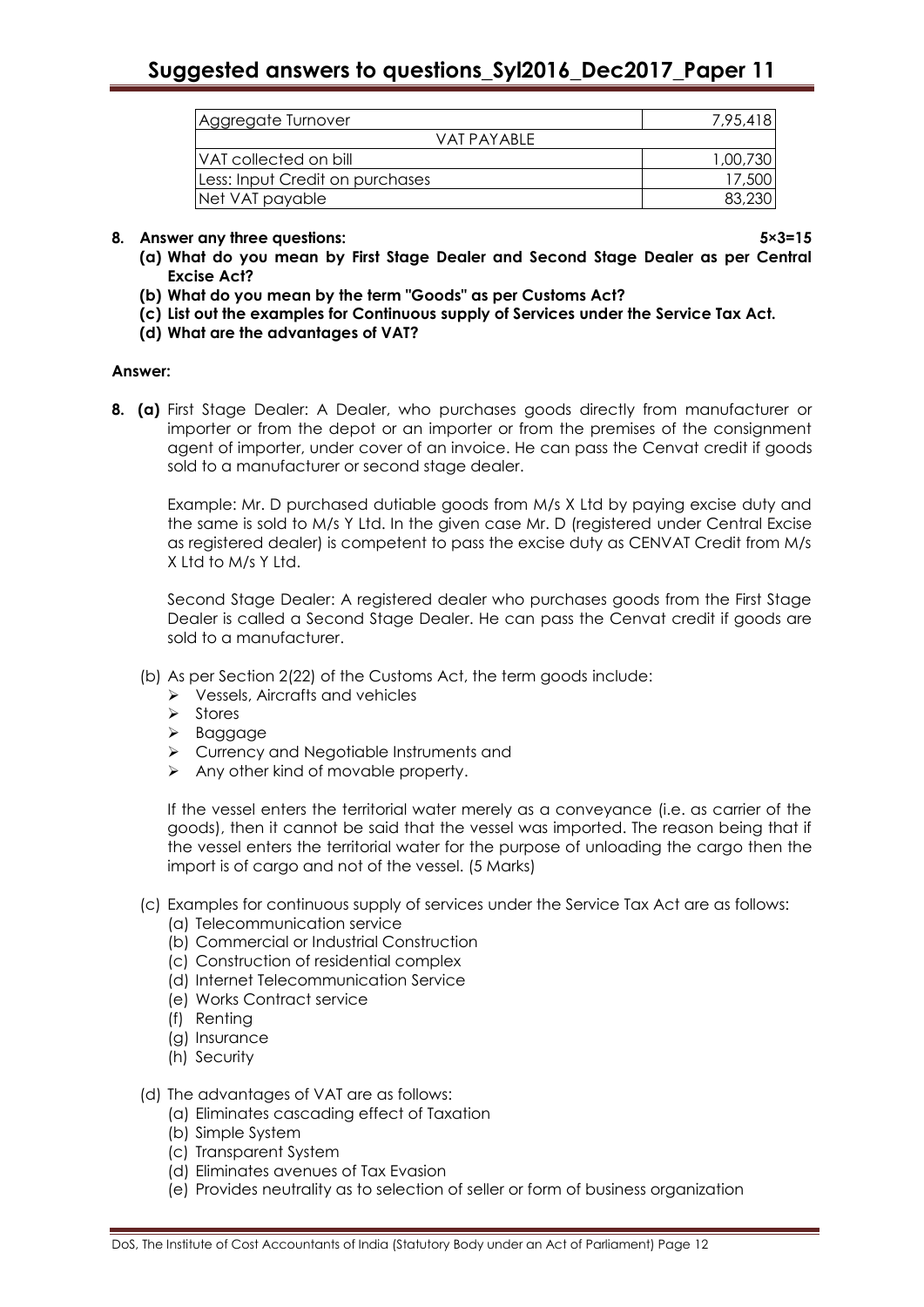| Aggregate Turnover | 7,95,418 |
|---|---|
| VAT PAYABLE | |
| VAT collected on bill | 1,00,730 |
| Less: Input Credit on purchases | 17,500 |
| Net VAT payable | 83,230 |

**8. Answer any three questions: 5×3=15**

**(a) What do you mean by First Stage Dealer and Second Stage Dealer as per Central Excise Act?**

**(b) What do you mean by the term "Goods" as per Customs Act?**

**(c) List out the examples for Continuous supply of Services under the Service Tax Act.**

**(d) What are the advantages of VAT?**

**Answer:**

**8. (a)** First Stage Dealer: A Dealer, who purchases goods directly from manufacturer or importer or from the depot or an importer or from the premises of the consignment agent of importer, under cover of an invoice. He can pass the Cenvat credit if goods sold to a manufacturer or second stage dealer.

Example: Mr. D purchased dutiable goods from M/s X Ltd by paying excise duty and the same is sold to M/s Y Ltd. In the given case Mr. D (registered under Central Excise as registered dealer) is competent to pass the excise duty as CENVAT Credit from M/s X Ltd to M/s Y Ltd.

Second Stage Dealer: A registered dealer who purchases goods from the First Stage Dealer is called a Second Stage Dealer. He can pass the Cenvat credit if goods are sold to a manufacturer.

(b) As per Section 2(22) of the Customs Act, the term goods include:

- Vessels, Aircrafts and vehicles
- Stores
- Baggage
- Currency and Negotiable Instruments and
- Any other kind of movable property.

If the vessel enters the territorial water merely as a conveyance (i.e. as carrier of the goods), then it cannot be said that the vessel was imported. The reason being that if the vessel enters the territorial water for the purpose of unloading the cargo then the import is of cargo and not of the vessel. (5 Marks)

(c) Examples for continuous supply of services under the Service Tax Act are as follows:

(a) Telecommunication service
(b) Commercial or Industrial Construction
(c) Construction of residential complex
(d) Internet Telecommunication Service
(e) Works Contract service
(f) Renting
(g) Insurance
(h) Security

(d) The advantages of VAT are as follows:

(a) Eliminates cascading effect of Taxation
(b) Simple System
(c) Transparent System
(d) Eliminates avenues of Tax Evasion
(e) Provides neutrality as to selection of seller or form of business organization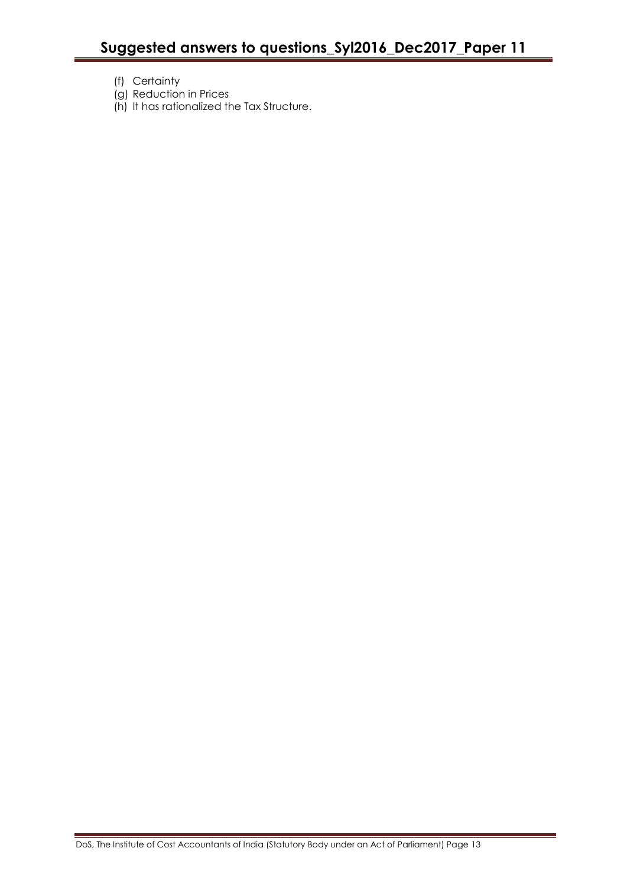(f) Certainty

(g) Reduction in Prices

(h) It has rationalized the Tax Structure.